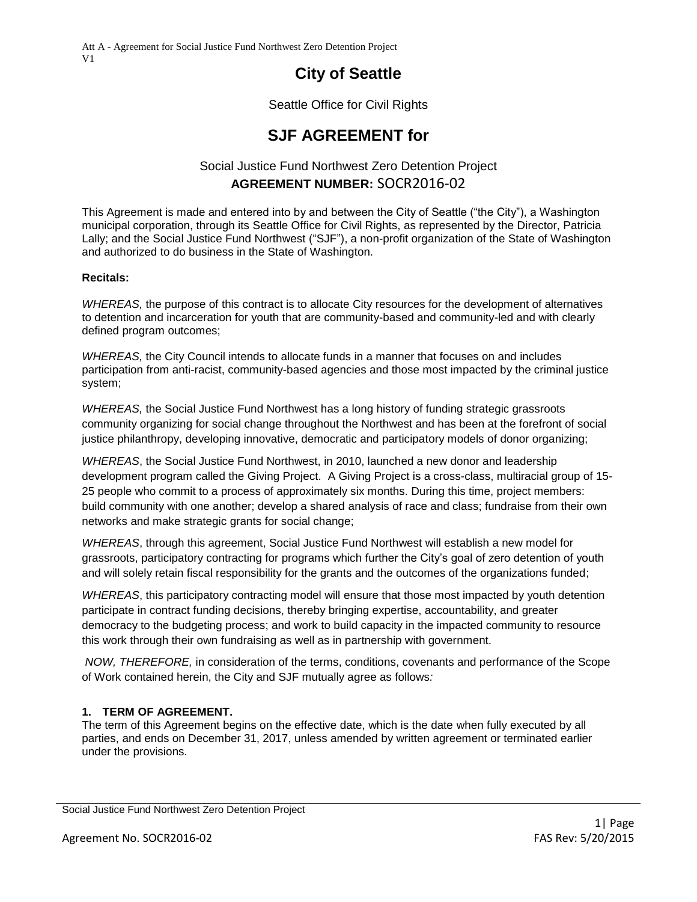# City of Seattle

Seattle Office for Civil Rights

# SJF AGREEMENT for

## Social Justice Fund Northwest Zero Detention Project

**AGREEMENT NUMBER:** SOCR2016-02

This Agreement is made and entered into by and between the City of Seattle ("the City"), a Washington municipal corporation, through its Seattle Office for Civil Rights, as represented by the Director, Patricia Lally; and the Social Justice Fund Northwest ("SJF"), a non-profit organization of the State of Washington and authorized to do business in the State of Washington.

**Recitals:**

*WHEREAS,* the purpose of this contract is to allocate City resources for the development of alternatives to detention and incarceration for youth that are community-based and community-led and with clearly defined program outcomes;

*WHEREAS,* the City Council intends to allocate funds in a manner that focuses on and includes participation from anti-racist, community-based agencies and those most impacted by the criminal justice system;

*WHEREAS,* the Social Justice Fund Northwest has a long history of funding strategic grassroots community organizing for social change throughout the Northwest and has been at the forefront of social justice philanthropy, developing innovative, democratic and participatory models of donor organizing;

*WHEREAS*, the Social Justice Fund Northwest, in 2010, launched a new donor and leadership development program called the Giving Project. A Giving Project is a cross-class, multiracial group of 15-25 people who commit to a process of approximately six months. During this time, project members: build community with one another; develop a shared analysis of race and class; fundraise from their own networks and make strategic grants for social change;

*WHEREAS*, through this agreement, Social Justice Fund Northwest will establish a new model for grassroots, participatory contracting for programs which further the City's goal of zero detention of youth and will solely retain fiscal responsibility for the grants and the outcomes of the organizations funded;

*WHEREAS*, this participatory contracting model will ensure that those most impacted by youth detention participate in contract funding decisions, thereby bringing expertise, accountability, and greater democracy to the budgeting process; and work to build capacity in the impacted community to resource this work through their own fundraising as well as in partnership with government.

*NOW, THEREFORE,* in consideration of the terms, conditions, covenants and performance of the Scope of Work contained herein, the City and SJF mutually agree as follows*:*

### 1. TERM OF AGREEMENT.

The term of this Agreement begins on the effective date, which is the date when fully executed by all parties, and ends on December 31, 2017, unless amended by written agreement or terminated earlier under the provisions.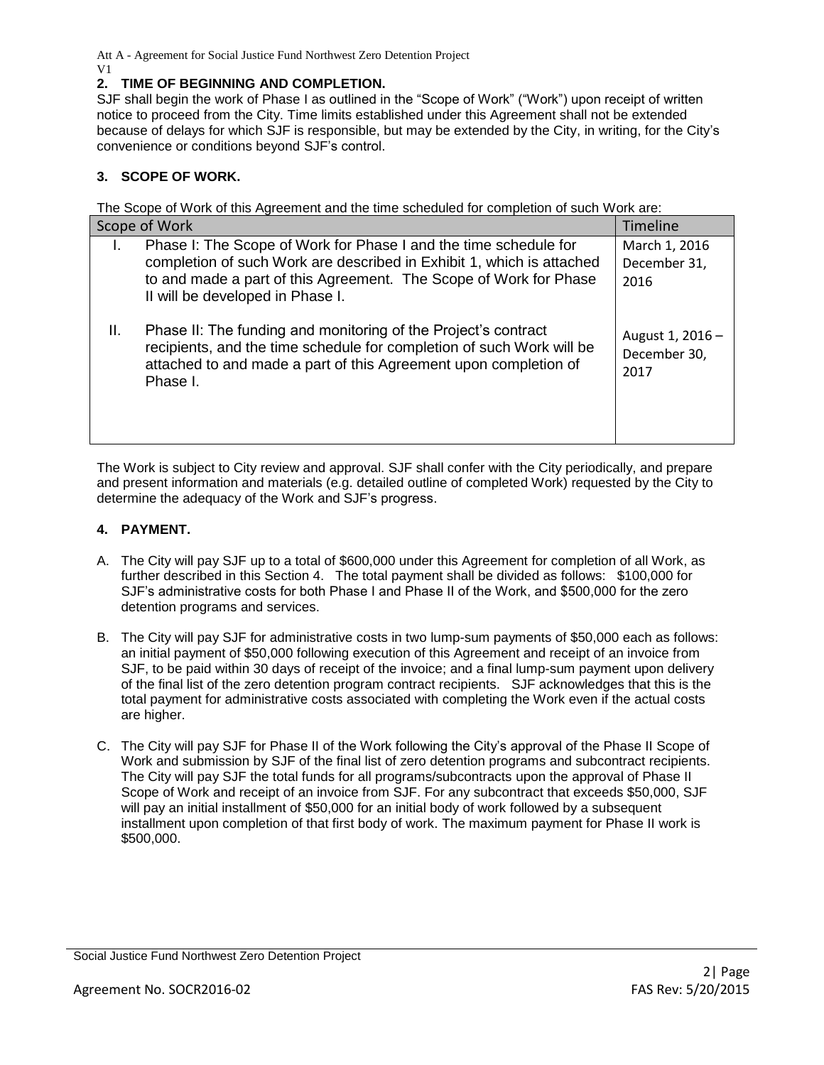## 2. TIME OF BEGINNING AND COMPLETION.

SJF shall begin the work of Phase I as outlined in the "Scope of Work" ("Work") upon receipt of written notice to proceed from the City. Time limits established under this Agreement shall not be extended because of delays for which SJF is responsible, but may be extended by the City, in writing, for the City's convenience or conditions beyond SJF's control.

## 3. SCOPE OF WORK.

The Scope of Work of this Agreement and the time scheduled for completion of such Work are:

| Scope of Work | | Timeline |
|---|---|---|
| I. | Phase I: The Scope of Work for Phase I and the time schedule for completion of such Work are described in Exhibit 1, which is attached to and made a part of this Agreement. The Scope of Work for Phase II will be developed in Phase I. | March 1, 2016 December 31, 2016 |
| II. | Phase II: The funding and monitoring of the Project's contract recipients, and the time schedule for completion of such Work will be attached to and made a part of this Agreement upon completion of Phase I. | August 1, 2016 – December 30, 2017 |

The Work is subject to City review and approval. SJF shall confer with the City periodically, and prepare and present information and materials (e.g. detailed outline of completed Work) requested by the City to determine the adequacy of the Work and SJF's progress.

## 4. PAYMENT.

A. The City will pay SJF up to a total of $600,000 under this Agreement for completion of all Work, as further described in this Section 4. The total payment shall be divided as follows: $100,000 for SJF's administrative costs for both Phase I and Phase II of the Work, and $500,000 for the zero detention programs and services.

B. The City will pay SJF for administrative costs in two lump-sum payments of $50,000 each as follows: an initial payment of $50,000 following execution of this Agreement and receipt of an invoice from SJF, to be paid within 30 days of receipt of the invoice; and a final lump-sum payment upon delivery of the final list of the zero detention program contract recipients. SJF acknowledges that this is the total payment for administrative costs associated with completing the Work even if the actual costs are higher.

C. The City will pay SJF for Phase II of the Work following the City's approval of the Phase II Scope of Work and submission by SJF of the final list of zero detention programs and subcontract recipients. The City will pay SJF the total funds for all programs/subcontracts upon the approval of Phase II Scope of Work and receipt of an invoice from SJF. For any subcontract that exceeds $50,000, SJF will pay an initial installment of $50,000 for an initial body of work followed by a subsequent installment upon completion of that first body of work. The maximum payment for Phase II work is $500,000.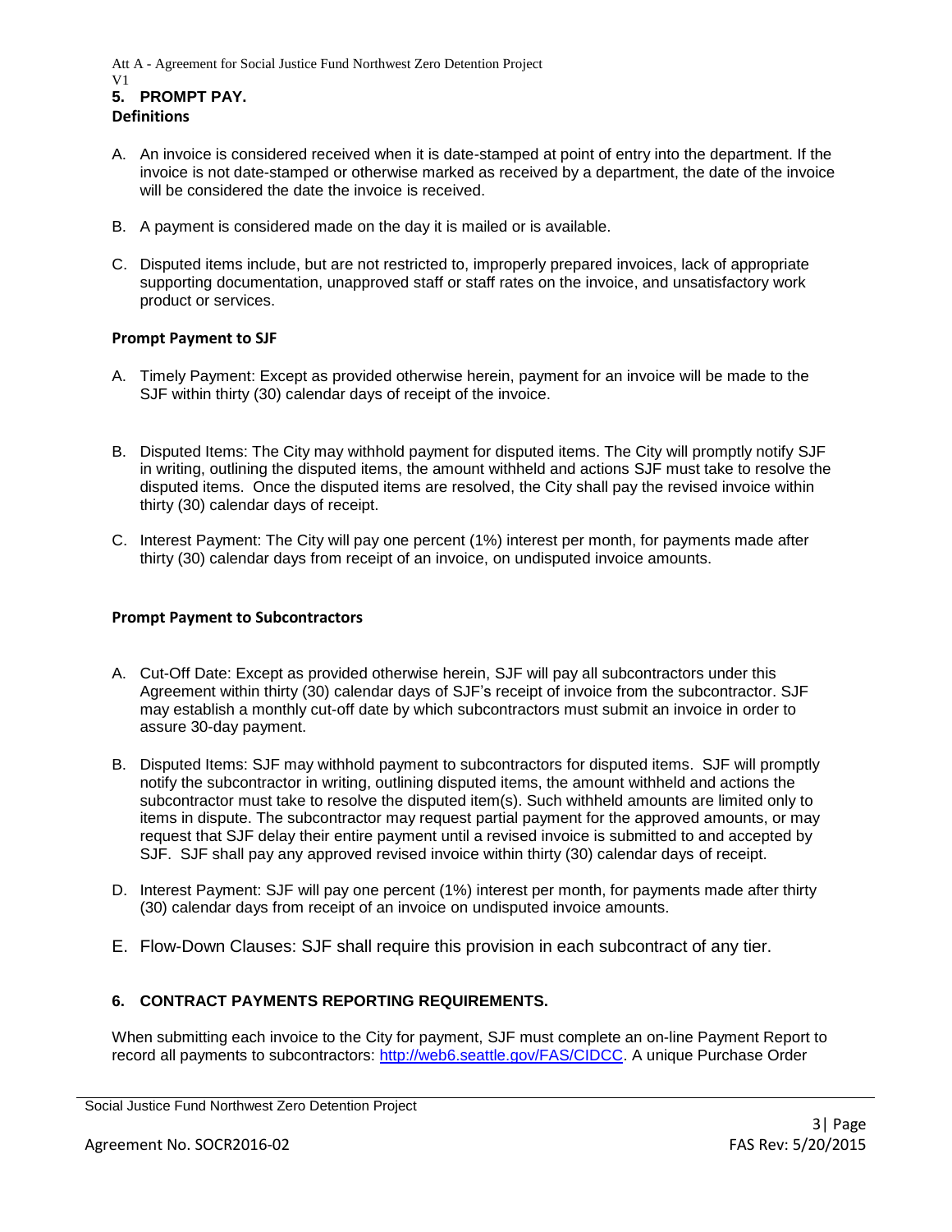## 5. PROMPT PAY.

**Definitions**

A. An invoice is considered received when it is date-stamped at point of entry into the department. If the invoice is not date-stamped or otherwise marked as received by a department, the date of the invoice will be considered the date the invoice is received.

B. A payment is considered made on the day it is mailed or is available.

C. Disputed items include, but are not restricted to, improperly prepared invoices, lack of appropriate supporting documentation, unapproved staff or staff rates on the invoice, and unsatisfactory work product or services.

**Prompt Payment to SJF**

A. Timely Payment: Except as provided otherwise herein, payment for an invoice will be made to the SJF within thirty (30) calendar days of receipt of the invoice.

B. Disputed Items: The City may withhold payment for disputed items. The City will promptly notify SJF in writing, outlining the disputed items, the amount withheld and actions SJF must take to resolve the disputed items. Once the disputed items are resolved, the City shall pay the revised invoice within thirty (30) calendar days of receipt.

C. Interest Payment: The City will pay one percent (1%) interest per month, for payments made after thirty (30) calendar days from receipt of an invoice, on undisputed invoice amounts.

**Prompt Payment to Subcontractors**

A. Cut-Off Date: Except as provided otherwise herein, SJF will pay all subcontractors under this Agreement within thirty (30) calendar days of SJF's receipt of invoice from the subcontractor. SJF may establish a monthly cut-off date by which subcontractors must submit an invoice in order to assure 30-day payment.

B. Disputed Items: SJF may withhold payment to subcontractors for disputed items. SJF will promptly notify the subcontractor in writing, outlining disputed items, the amount withheld and actions the subcontractor must take to resolve the disputed item(s). Such withheld amounts are limited only to items in dispute. The subcontractor may request partial payment for the approved amounts, or may request that SJF delay their entire payment until a revised invoice is submitted to and accepted by SJF. SJF shall pay any approved revised invoice within thirty (30) calendar days of receipt.

D. Interest Payment: SJF will pay one percent (1%) interest per month, for payments made after thirty (30) calendar days from receipt of an invoice on undisputed invoice amounts.

E. Flow-Down Clauses: SJF shall require this provision in each subcontract of any tier.

## 6. CONTRACT PAYMENTS REPORTING REQUIREMENTS.

When submitting each invoice to the City for payment, SJF must complete an on-line Payment Report to record all payments to subcontractors: http://web6.seattle.gov/FAS/CIDCC. A unique Purchase Order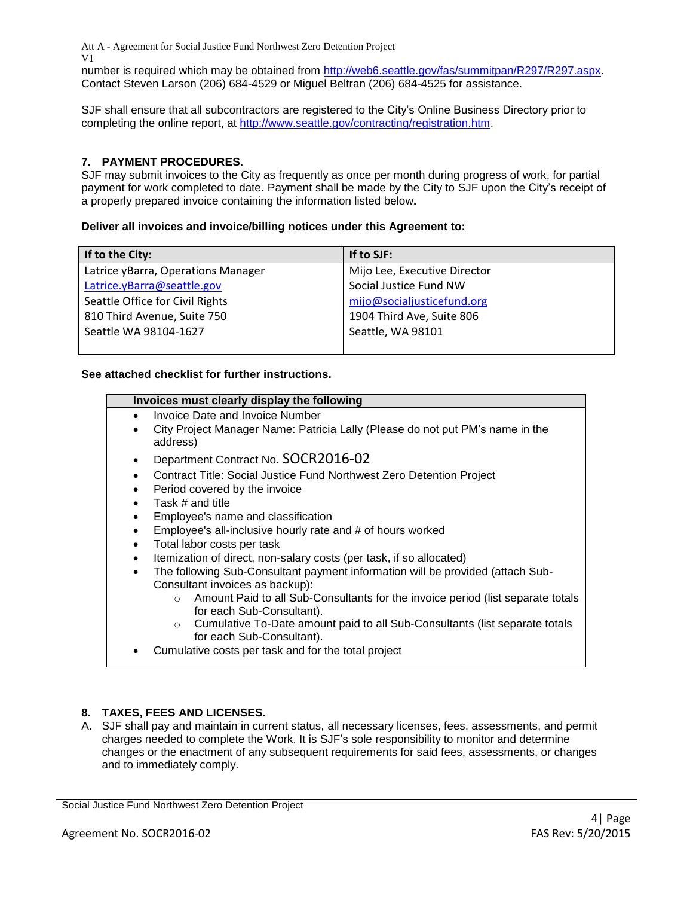number is required which may be obtained from http://web6.seattle.gov/fas/summitpan/R297/R297.aspx. Contact Steven Larson (206) 684-4529 or Miguel Beltran (206) 684-4525 for assistance.

SJF shall ensure that all subcontractors are registered to the City's Online Business Directory prior to completing the online report, at http://www.seattle.gov/contracting/registration.htm.

## 7. PAYMENT PROCEDURES.

SJF may submit invoices to the City as frequently as once per month during progress of work, for partial payment for work completed to date. Payment shall be made by the City to SJF upon the City's receipt of a properly prepared invoice containing the information listed below**.**

**Deliver all invoices and invoice/billing notices under this Agreement to:**

| If to the City: | If to SJF: |
| --- | --- |
| Latrice yBarra, Operations Manager<br>Latrice.yBarra@seattle.gov<br>Seattle Office for Civil Rights<br>810 Third Avenue, Suite 750<br>Seattle WA 98104-1627 | Mijo Lee, Executive Director<br>Social Justice Fund NW<br>mijo@socialjusticefund.org<br>1904 Third Ave, Suite 806<br>Seattle, WA 98101 |

**See attached checklist for further instructions.**

**Invoices must clearly display the following**

- Invoice Date and Invoice Number
- City Project Manager Name: Patricia Lally (Please do not put PM's name in the address)
- Department Contract No. SOCR2016-02
- Contract Title: Social Justice Fund Northwest Zero Detention Project
- Period covered by the invoice
- Task # and title
- Employee's name and classification
- Employee's all-inclusive hourly rate and # of hours worked
- Total labor costs per task
- Itemization of direct, non-salary costs (per task, if so allocated)
- The following Sub-Consultant payment information will be provided (attach Sub-Consultant invoices as backup):
  - Amount Paid to all Sub-Consultants for the invoice period (list separate totals for each Sub-Consultant).
  - Cumulative To-Date amount paid to all Sub-Consultants (list separate totals for each Sub-Consultant).
- Cumulative costs per task and for the total project

## 8. TAXES, FEES AND LICENSES.

A. SJF shall pay and maintain in current status, all necessary licenses, fees, assessments, and permit charges needed to complete the Work. It is SJF's sole responsibility to monitor and determine changes or the enactment of any subsequent requirements for said fees, assessments, or changes and to immediately comply.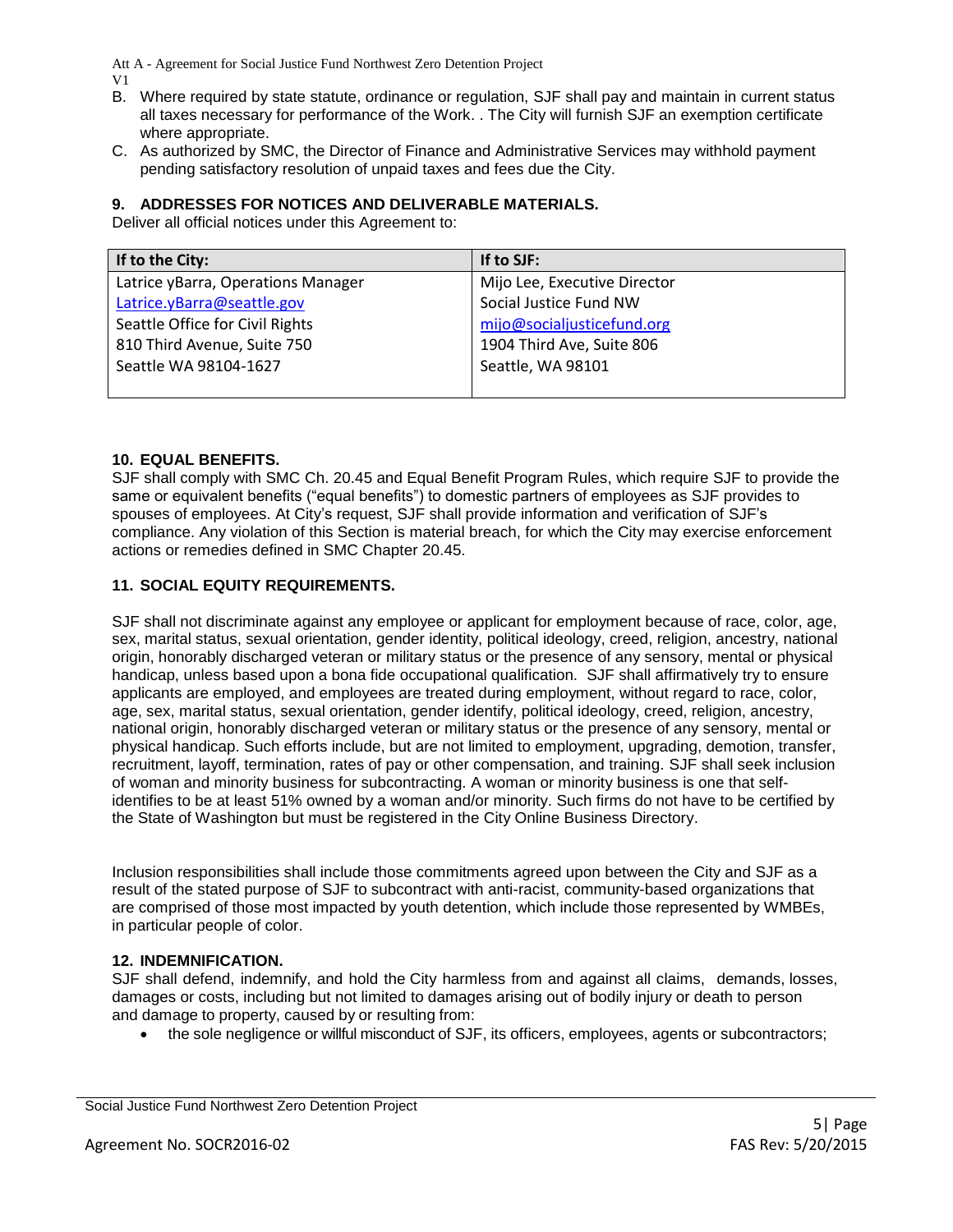B. Where required by state statute, ordinance or regulation, SJF shall pay and maintain in current status all taxes necessary for performance of the Work. . The City will furnish SJF an exemption certificate where appropriate.

C. As authorized by SMC, the Director of Finance and Administrative Services may withhold payment pending satisfactory resolution of unpaid taxes and fees due the City.

## 9. ADDRESSES FOR NOTICES AND DELIVERABLE MATERIALS.

Deliver all official notices under this Agreement to:

| If to the City: | If to SJF: |
|---|---|
| Latrice yBarra, Operations Manager<br>Latrice.yBarra@seattle.gov<br>Seattle Office for Civil Rights<br>810 Third Avenue, Suite 750<br>Seattle WA 98104-1627 | Mijo Lee, Executive Director<br>Social Justice Fund NW<br>mijo@socialjusticefund.org<br>1904 Third Ave, Suite 806<br>Seattle, WA 98101 |

## 10. EQUAL BENEFITS.

SJF shall comply with SMC Ch. 20.45 and Equal Benefit Program Rules, which require SJF to provide the same or equivalent benefits ("equal benefits") to domestic partners of employees as SJF provides to spouses of employees. At City's request, SJF shall provide information and verification of SJF's compliance. Any violation of this Section is material breach, for which the City may exercise enforcement actions or remedies defined in SMC Chapter 20.45.

## 11. SOCIAL EQUITY REQUIREMENTS.

SJF shall not discriminate against any employee or applicant for employment because of race, color, age, sex, marital status, sexual orientation, gender identity, political ideology, creed, religion, ancestry, national origin, honorably discharged veteran or military status or the presence of any sensory, mental or physical handicap, unless based upon a bona fide occupational qualification. SJF shall affirmatively try to ensure applicants are employed, and employees are treated during employment, without regard to race, color, age, sex, marital status, sexual orientation, gender identify, political ideology, creed, religion, ancestry, national origin, honorably discharged veteran or military status or the presence of any sensory, mental or physical handicap. Such efforts include, but are not limited to employment, upgrading, demotion, transfer, recruitment, layoff, termination, rates of pay or other compensation, and training. SJF shall seek inclusion of woman and minority business for subcontracting. A woman or minority business is one that self-identifies to be at least 51% owned by a woman and/or minority. Such firms do not have to be certified by the State of Washington but must be registered in the City Online Business Directory.

Inclusion responsibilities shall include those commitments agreed upon between the City and SJF as a result of the stated purpose of SJF to subcontract with anti-racist, community-based organizations that are comprised of those most impacted by youth detention, which include those represented by WMBEs, in particular people of color.

## 12. INDEMNIFICATION.

SJF shall defend, indemnify, and hold the City harmless from and against all claims, demands, losses, damages or costs, including but not limited to damages arising out of bodily injury or death to person and damage to property, caused by or resulting from:

- the sole negligence or willful misconduct of SJF, its officers, employees, agents or subcontractors;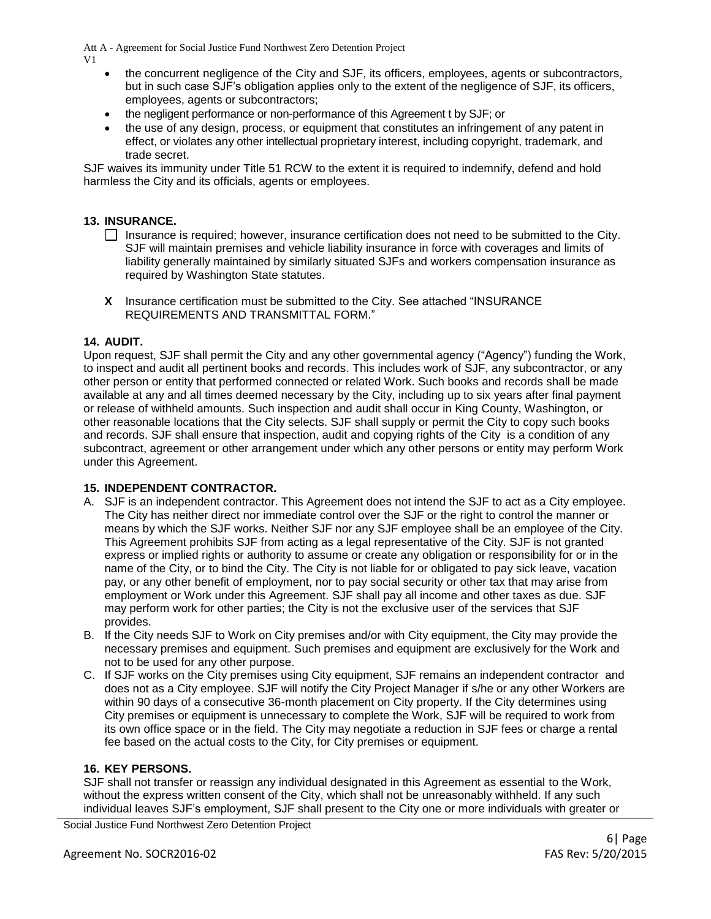- the concurrent negligence of the City and SJF, its officers, employees, agents or subcontractors, but in such case SJF's obligation applies only to the extent of the negligence of SJF, its officers, employees, agents or subcontractors;
- the negligent performance or non-performance of this Agreement t by SJF; or
- the use of any design, process, or equipment that constitutes an infringement of any patent in effect, or violates any other intellectual proprietary interest, including copyright, trademark, and trade secret.

SJF waives its immunity under Title 51 RCW to the extent it is required to indemnify, defend and hold harmless the City and its officials, agents or employees.

**13. INSURANCE.**

☐ Insurance is required; however, insurance certification does not need to be submitted to the City. SJF will maintain premises and vehicle liability insurance in force with coverages and limits of liability generally maintained by similarly situated SJFs and workers compensation insurance as required by Washington State statutes.

**X** Insurance certification must be submitted to the City. See attached "INSURANCE REQUIREMENTS AND TRANSMITTAL FORM."

**14. AUDIT.**

Upon request, SJF shall permit the City and any other governmental agency ("Agency") funding the Work, to inspect and audit all pertinent books and records. This includes work of SJF, any subcontractor, or any other person or entity that performed connected or related Work. Such books and records shall be made available at any and all times deemed necessary by the City, including up to six years after final payment or release of withheld amounts. Such inspection and audit shall occur in King County, Washington, or other reasonable locations that the City selects. SJF shall supply or permit the City to copy such books and records. SJF shall ensure that inspection, audit and copying rights of the City is a condition of any subcontract, agreement or other arrangement under which any other persons or entity may perform Work under this Agreement.

**15. INDEPENDENT CONTRACTOR.**

A. SJF is an independent contractor. This Agreement does not intend the SJF to act as a City employee. The City has neither direct nor immediate control over the SJF or the right to control the manner or means by which the SJF works. Neither SJF nor any SJF employee shall be an employee of the City. This Agreement prohibits SJF from acting as a legal representative of the City. SJF is not granted express or implied rights or authority to assume or create any obligation or responsibility for or in the name of the City, or to bind the City. The City is not liable for or obligated to pay sick leave, vacation pay, or any other benefit of employment, nor to pay social security or other tax that may arise from employment or Work under this Agreement. SJF shall pay all income and other taxes as due. SJF may perform work for other parties; the City is not the exclusive user of the services that SJF provides.

B. If the City needs SJF to Work on City premises and/or with City equipment, the City may provide the necessary premises and equipment. Such premises and equipment are exclusively for the Work and not to be used for any other purpose.

C. If SJF works on the City premises using City equipment, SJF remains an independent contractor and does not as a City employee. SJF will notify the City Project Manager if s/he or any other Workers are within 90 days of a consecutive 36-month placement on City property. If the City determines using City premises or equipment is unnecessary to complete the Work, SJF will be required to work from its own office space or in the field. The City may negotiate a reduction in SJF fees or charge a rental fee based on the actual costs to the City, for City premises or equipment.

**16. KEY PERSONS.**

SJF shall not transfer or reassign any individual designated in this Agreement as essential to the Work, without the express written consent of the City, which shall not be unreasonably withheld. If any such individual leaves SJF's employment, SJF shall present to the City one or more individuals with greater or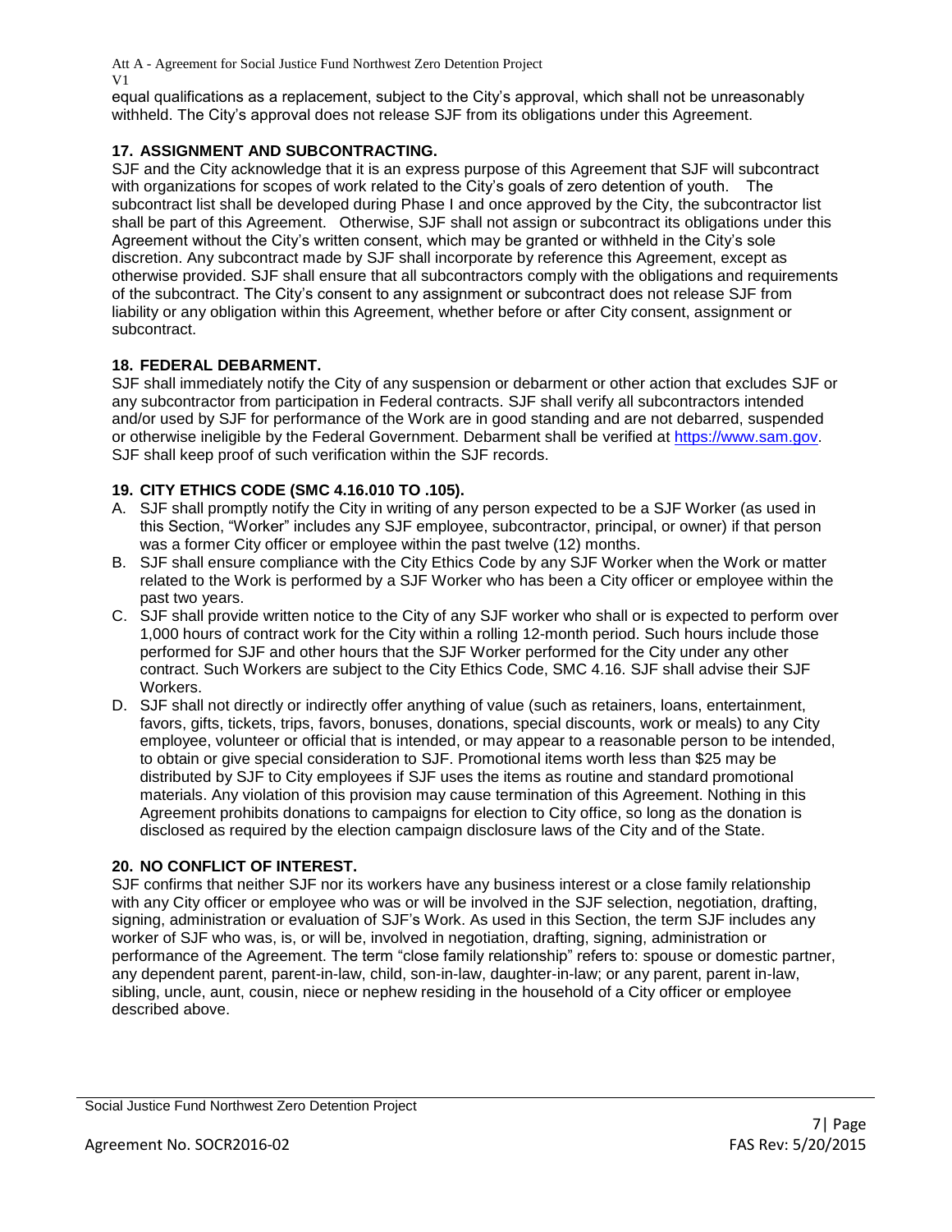equal qualifications as a replacement, subject to the City's approval, which shall not be unreasonably withheld. The City's approval does not release SJF from its obligations under this Agreement.

## 17. ASSIGNMENT AND SUBCONTRACTING.

SJF and the City acknowledge that it is an express purpose of this Agreement that SJF will subcontract with organizations for scopes of work related to the City's goals of zero detention of youth. The subcontract list shall be developed during Phase I and once approved by the City, the subcontractor list shall be part of this Agreement. Otherwise, SJF shall not assign or subcontract its obligations under this Agreement without the City's written consent, which may be granted or withheld in the City's sole discretion. Any subcontract made by SJF shall incorporate by reference this Agreement, except as otherwise provided. SJF shall ensure that all subcontractors comply with the obligations and requirements of the subcontract. The City's consent to any assignment or subcontract does not release SJF from liability or any obligation within this Agreement, whether before or after City consent, assignment or subcontract.

## 18. FEDERAL DEBARMENT.

SJF shall immediately notify the City of any suspension or debarment or other action that excludes SJF or any subcontractor from participation in Federal contracts. SJF shall verify all subcontractors intended and/or used by SJF for performance of the Work are in good standing and are not debarred, suspended or otherwise ineligible by the Federal Government. Debarment shall be verified at https://www.sam.gov. SJF shall keep proof of such verification within the SJF records.

## 19. CITY ETHICS CODE (SMC 4.16.010 TO .105).

A. SJF shall promptly notify the City in writing of any person expected to be a SJF Worker (as used in this Section, "Worker" includes any SJF employee, subcontractor, principal, or owner) if that person was a former City officer or employee within the past twelve (12) months.

B. SJF shall ensure compliance with the City Ethics Code by any SJF Worker when the Work or matter related to the Work is performed by a SJF Worker who has been a City officer or employee within the past two years.

C. SJF shall provide written notice to the City of any SJF worker who shall or is expected to perform over 1,000 hours of contract work for the City within a rolling 12-month period. Such hours include those performed for SJF and other hours that the SJF Worker performed for the City under any other contract. Such Workers are subject to the City Ethics Code, SMC 4.16. SJF shall advise their SJF Workers.

D. SJF shall not directly or indirectly offer anything of value (such as retainers, loans, entertainment, favors, gifts, tickets, trips, favors, bonuses, donations, special discounts, work or meals) to any City employee, volunteer or official that is intended, or may appear to a reasonable person to be intended, to obtain or give special consideration to SJF. Promotional items worth less than $25 may be distributed by SJF to City employees if SJF uses the items as routine and standard promotional materials. Any violation of this provision may cause termination of this Agreement. Nothing in this Agreement prohibits donations to campaigns for election to City office, so long as the donation is disclosed as required by the election campaign disclosure laws of the City and of the State.

## 20. NO CONFLICT OF INTEREST.

SJF confirms that neither SJF nor its workers have any business interest or a close family relationship with any City officer or employee who was or will be involved in the SJF selection, negotiation, drafting, signing, administration or evaluation of SJF's Work. As used in this Section, the term SJF includes any worker of SJF who was, is, or will be, involved in negotiation, drafting, signing, administration or performance of the Agreement. The term "close family relationship" refers to: spouse or domestic partner, any dependent parent, parent-in-law, child, son-in-law, daughter-in-law; or any parent, parent in-law, sibling, uncle, aunt, cousin, niece or nephew residing in the household of a City officer or employee described above.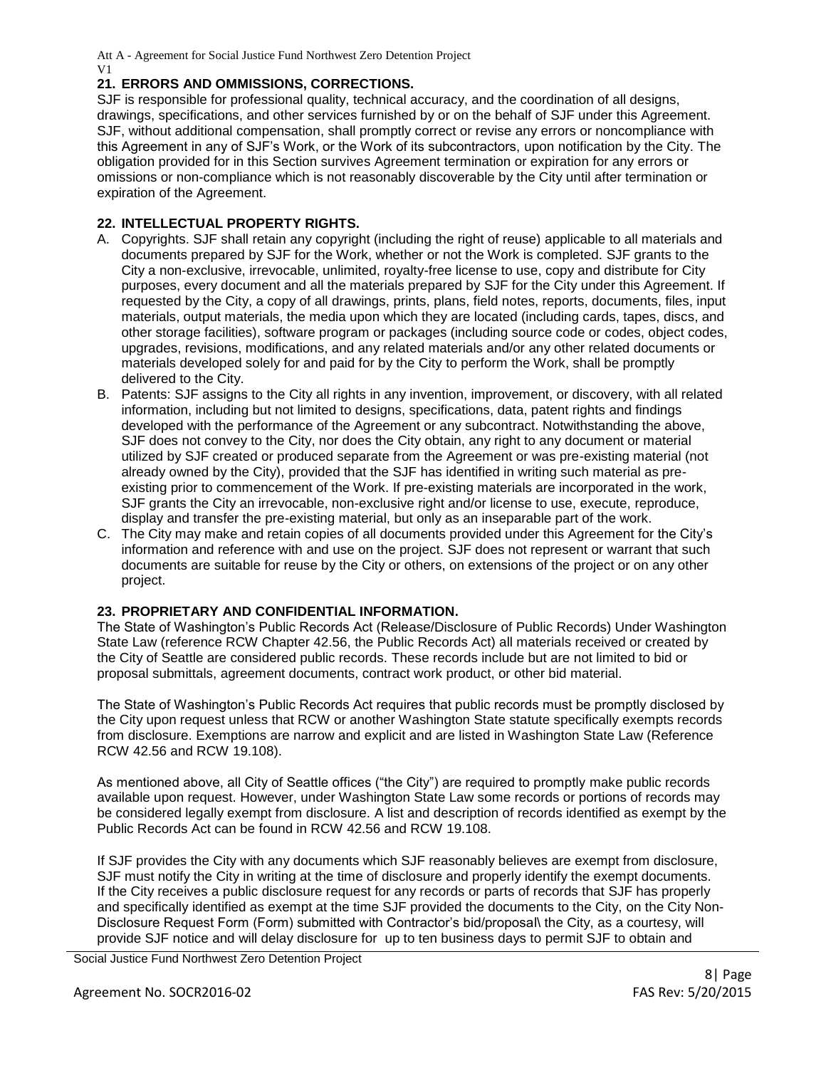## 21. ERRORS AND OMMISSIONS, CORRECTIONS.

SJF is responsible for professional quality, technical accuracy, and the coordination of all designs, drawings, specifications, and other services furnished by or on the behalf of SJF under this Agreement. SJF, without additional compensation, shall promptly correct or revise any errors or noncompliance with this Agreement in any of SJF's Work, or the Work of its subcontractors, upon notification by the City. The obligation provided for in this Section survives Agreement termination or expiration for any errors or omissions or non-compliance which is not reasonably discoverable by the City until after termination or expiration of the Agreement.

## 22. INTELLECTUAL PROPERTY RIGHTS.

A. Copyrights. SJF shall retain any copyright (including the right of reuse) applicable to all materials and documents prepared by SJF for the Work, whether or not the Work is completed. SJF grants to the City a non-exclusive, irrevocable, unlimited, royalty-free license to use, copy and distribute for City purposes, every document and all the materials prepared by SJF for the City under this Agreement. If requested by the City, a copy of all drawings, prints, plans, field notes, reports, documents, files, input materials, output materials, the media upon which they are located (including cards, tapes, discs, and other storage facilities), software program or packages (including source code or codes, object codes, upgrades, revisions, modifications, and any related materials and/or any other related documents or materials developed solely for and paid for by the City to perform the Work, shall be promptly delivered to the City.
B. Patents: SJF assigns to the City all rights in any invention, improvement, or discovery, with all related information, including but not limited to designs, specifications, data, patent rights and findings developed with the performance of the Agreement or any subcontract. Notwithstanding the above, SJF does not convey to the City, nor does the City obtain, any right to any document or material utilized by SJF created or produced separate from the Agreement or was pre-existing material (not already owned by the City), provided that the SJF has identified in writing such material as pre-existing prior to commencement of the Work. If pre-existing materials are incorporated in the work, SJF grants the City an irrevocable, non-exclusive right and/or license to use, execute, reproduce, display and transfer the pre-existing material, but only as an inseparable part of the work.
C. The City may make and retain copies of all documents provided under this Agreement for the City's information and reference with and use on the project. SJF does not represent or warrant that such documents are suitable for reuse by the City or others, on extensions of the project or on any other project.

## 23. PROPRIETARY AND CONFIDENTIAL INFORMATION.

The State of Washington's Public Records Act (Release/Disclosure of Public Records) Under Washington State Law (reference RCW Chapter 42.56, the Public Records Act) all materials received or created by the City of Seattle are considered public records. These records include but are not limited to bid or proposal submittals, agreement documents, contract work product, or other bid material.

The State of Washington's Public Records Act requires that public records must be promptly disclosed by the City upon request unless that RCW or another Washington State statute specifically exempts records from disclosure. Exemptions are narrow and explicit and are listed in Washington State Law (Reference RCW 42.56 and RCW 19.108).

As mentioned above, all City of Seattle offices ("the City") are required to promptly make public records available upon request. However, under Washington State Law some records or portions of records may be considered legally exempt from disclosure. A list and description of records identified as exempt by the Public Records Act can be found in RCW 42.56 and RCW 19.108.

If SJF provides the City with any documents which SJF reasonably believes are exempt from disclosure, SJF must notify the City in writing at the time of disclosure and properly identify the exempt documents. If the City receives a public disclosure request for any records or parts of records that SJF has properly and specifically identified as exempt at the time SJF provided the documents to the City, on the City Non-Disclosure Request Form (Form) submitted with Contractor's bid/proposal\ the City, as a courtesy, will provide SJF notice and will delay disclosure for up to ten business days to permit SJF to obtain and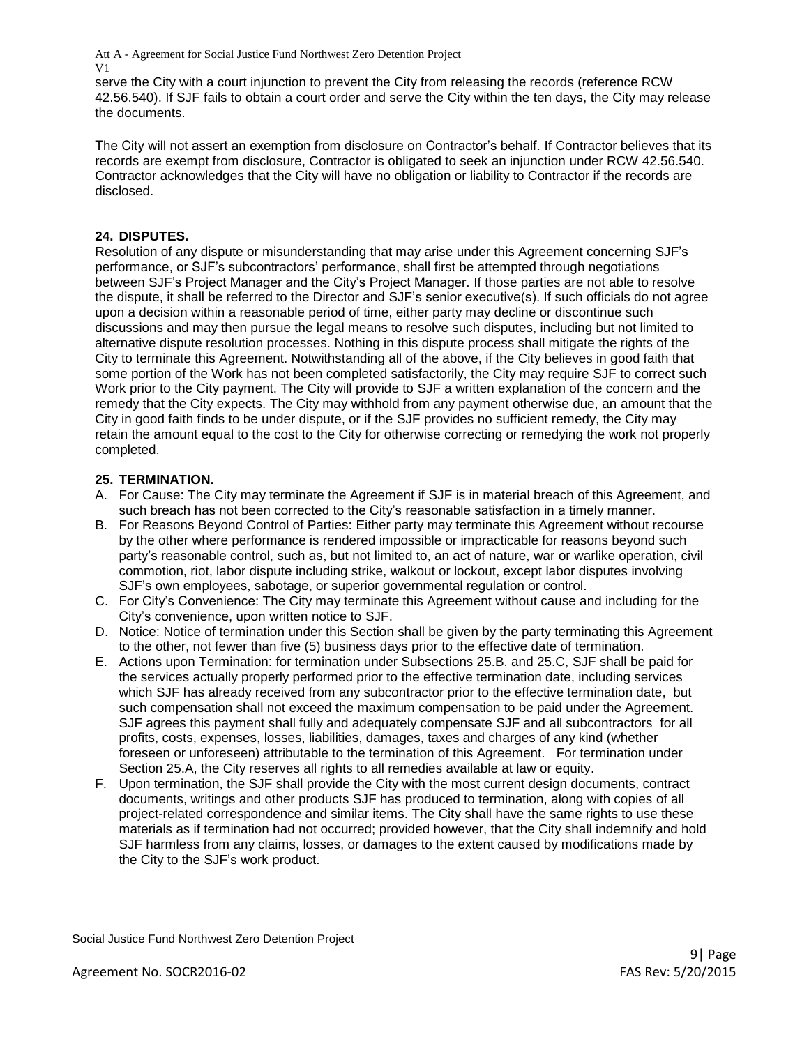serve the City with a court injunction to prevent the City from releasing the records (reference RCW 42.56.540). If SJF fails to obtain a court order and serve the City within the ten days, the City may release the documents.

The City will not assert an exemption from disclosure on Contractor's behalf. If Contractor believes that its records are exempt from disclosure, Contractor is obligated to seek an injunction under RCW 42.56.540. Contractor acknowledges that the City will have no obligation or liability to Contractor if the records are disclosed.

**24. DISPUTES.**

Resolution of any dispute or misunderstanding that may arise under this Agreement concerning SJF's performance, or SJF's subcontractors' performance, shall first be attempted through negotiations between SJF's Project Manager and the City's Project Manager. If those parties are not able to resolve the dispute, it shall be referred to the Director and SJF's senior executive(s). If such officials do not agree upon a decision within a reasonable period of time, either party may decline or discontinue such discussions and may then pursue the legal means to resolve such disputes, including but not limited to alternative dispute resolution processes. Nothing in this dispute process shall mitigate the rights of the City to terminate this Agreement. Notwithstanding all of the above, if the City believes in good faith that some portion of the Work has not been completed satisfactorily, the City may require SJF to correct such Work prior to the City payment. The City will provide to SJF a written explanation of the concern and the remedy that the City expects. The City may withhold from any payment otherwise due, an amount that the City in good faith finds to be under dispute, or if the SJF provides no sufficient remedy, the City may retain the amount equal to the cost to the City for otherwise correcting or remedying the work not properly completed.

**25. TERMINATION.**

A. For Cause: The City may terminate the Agreement if SJF is in material breach of this Agreement, and such breach has not been corrected to the City's reasonable satisfaction in a timely manner.

B. For Reasons Beyond Control of Parties: Either party may terminate this Agreement without recourse by the other where performance is rendered impossible or impracticable for reasons beyond such party's reasonable control, such as, but not limited to, an act of nature, war or warlike operation, civil commotion, riot, labor dispute including strike, walkout or lockout, except labor disputes involving SJF's own employees, sabotage, or superior governmental regulation or control.

C. For City's Convenience: The City may terminate this Agreement without cause and including for the City's convenience, upon written notice to SJF.

D. Notice: Notice of termination under this Section shall be given by the party terminating this Agreement to the other, not fewer than five (5) business days prior to the effective date of termination.

E. Actions upon Termination: for termination under Subsections 25.B. and 25.C, SJF shall be paid for the services actually properly performed prior to the effective termination date, including services which SJF has already received from any subcontractor prior to the effective termination date, but such compensation shall not exceed the maximum compensation to be paid under the Agreement. SJF agrees this payment shall fully and adequately compensate SJF and all subcontractors for all profits, costs, expenses, losses, liabilities, damages, taxes and charges of any kind (whether foreseen or unforeseen) attributable to the termination of this Agreement. For termination under Section 25.A, the City reserves all rights to all remedies available at law or equity.

F. Upon termination, the SJF shall provide the City with the most current design documents, contract documents, writings and other products SJF has produced to termination, along with copies of all project-related correspondence and similar items. The City shall have the same rights to use these materials as if termination had not occurred; provided however, that the City shall indemnify and hold SJF harmless from any claims, losses, or damages to the extent caused by modifications made by the City to the SJF's work product.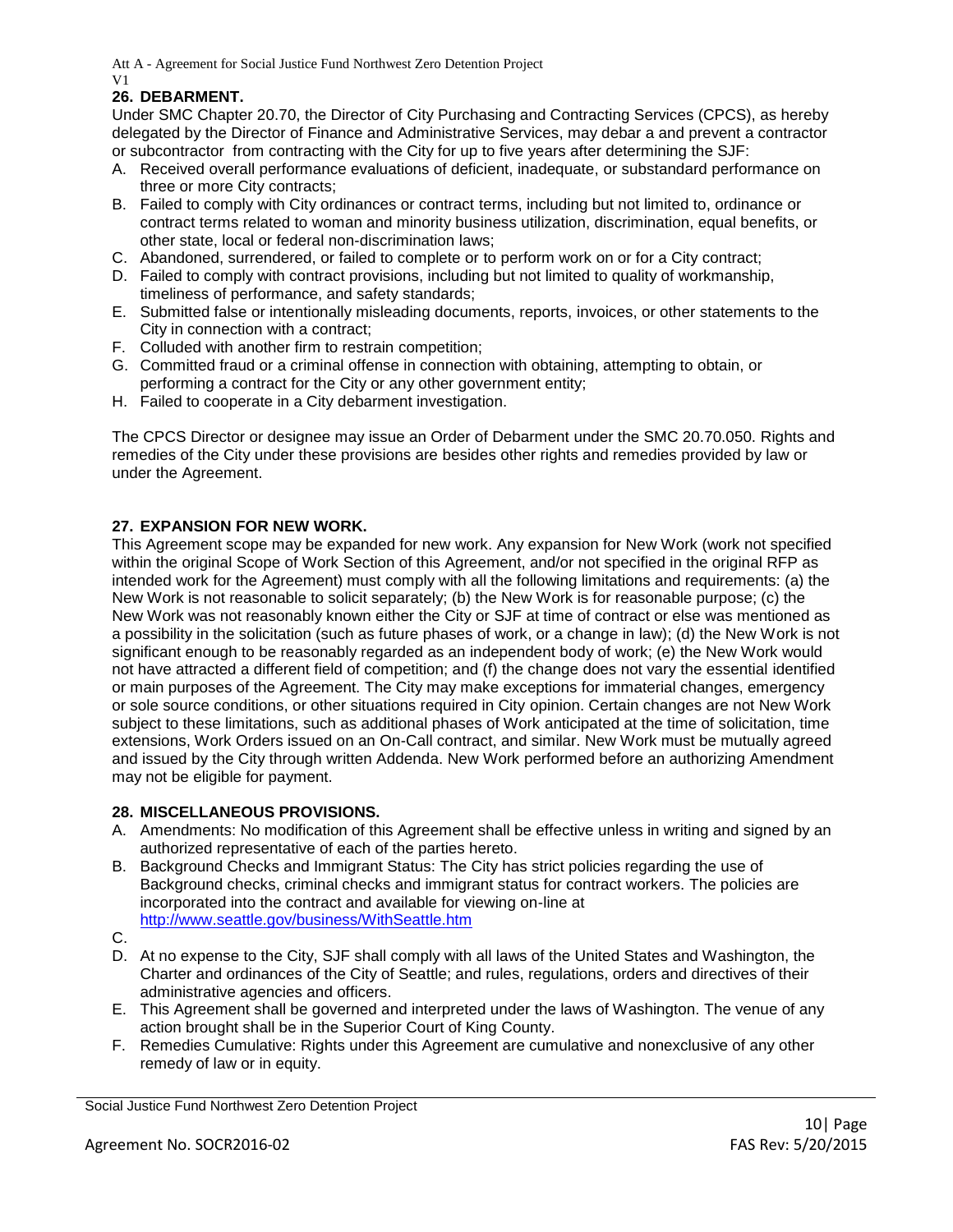## 26. DEBARMENT.

Under SMC Chapter 20.70, the Director of City Purchasing and Contracting Services (CPCS), as hereby delegated by the Director of Finance and Administrative Services, may debar a and prevent a contractor or subcontractor from contracting with the City for up to five years after determining the SJF:

A. Received overall performance evaluations of deficient, inadequate, or substandard performance on three or more City contracts;
B. Failed to comply with City ordinances or contract terms, including but not limited to, ordinance or contract terms related to woman and minority business utilization, discrimination, equal benefits, or other state, local or federal non-discrimination laws;
C. Abandoned, surrendered, or failed to complete or to perform work on or for a City contract;
D. Failed to comply with contract provisions, including but not limited to quality of workmanship, timeliness of performance, and safety standards;
E. Submitted false or intentionally misleading documents, reports, invoices, or other statements to the City in connection with a contract;
F. Colluded with another firm to restrain competition;
G. Committed fraud or a criminal offense in connection with obtaining, attempting to obtain, or performing a contract for the City or any other government entity;
H. Failed to cooperate in a City debarment investigation.

The CPCS Director or designee may issue an Order of Debarment under the SMC 20.70.050. Rights and remedies of the City under these provisions are besides other rights and remedies provided by law or under the Agreement.

## 27. EXPANSION FOR NEW WORK.

This Agreement scope may be expanded for new work. Any expansion for New Work (work not specified within the original Scope of Work Section of this Agreement, and/or not specified in the original RFP as intended work for the Agreement) must comply with all the following limitations and requirements: (a) the New Work is not reasonable to solicit separately; (b) the New Work is for reasonable purpose; (c) the New Work was not reasonably known either the City or SJF at time of contract or else was mentioned as a possibility in the solicitation (such as future phases of work, or a change in law); (d) the New Work is not significant enough to be reasonably regarded as an independent body of work; (e) the New Work would not have attracted a different field of competition; and (f) the change does not vary the essential identified or main purposes of the Agreement. The City may make exceptions for immaterial changes, emergency or sole source conditions, or other situations required in City opinion. Certain changes are not New Work subject to these limitations, such as additional phases of Work anticipated at the time of solicitation, time extensions, Work Orders issued on an On-Call contract, and similar. New Work must be mutually agreed and issued by the City through written Addenda. New Work performed before an authorizing Amendment may not be eligible for payment.

## 28. MISCELLANEOUS PROVISIONS.

A. Amendments: No modification of this Agreement shall be effective unless in writing and signed by an authorized representative of each of the parties hereto.
B. Background Checks and Immigrant Status: The City has strict policies regarding the use of Background checks, criminal checks and immigrant status for contract workers. The policies are incorporated into the contract and available for viewing on-line at http://www.seattle.gov/business/WithSeattle.htm
C.
D. At no expense to the City, SJF shall comply with all laws of the United States and Washington, the Charter and ordinances of the City of Seattle; and rules, regulations, orders and directives of their administrative agencies and officers.
E. This Agreement shall be governed and interpreted under the laws of Washington. The venue of any action brought shall be in the Superior Court of King County.
F. Remedies Cumulative: Rights under this Agreement are cumulative and nonexclusive of any other remedy of law or in equity.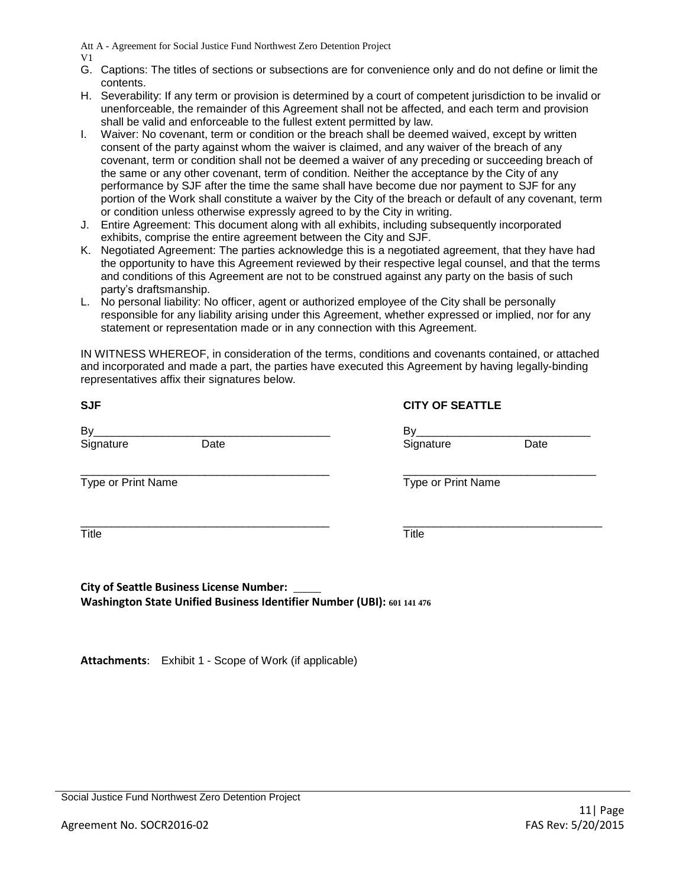G. Captions: The titles of sections or subsections are for convenience only and do not define or limit the contents.
H. Severability: If any term or provision is determined by a court of competent jurisdiction to be invalid or unenforceable, the remainder of this Agreement shall not be affected, and each term and provision shall be valid and enforceable to the fullest extent permitted by law.
I. Waiver: No covenant, term or condition or the breach shall be deemed waived, except by written consent of the party against whom the waiver is claimed, and any waiver of the breach of any covenant, term or condition shall not be deemed a waiver of any preceding or succeeding breach of the same or any other covenant, term of condition. Neither the acceptance by the City of any performance by SJF after the time the same shall have become due nor payment to SJF for any portion of the Work shall constitute a waiver by the City of the breach or default of any covenant, term or condition unless otherwise expressly agreed to by the City in writing.
J. Entire Agreement: This document along with all exhibits, including subsequently incorporated exhibits, comprise the entire agreement between the City and SJF.
K. Negotiated Agreement: The parties acknowledge this is a negotiated agreement, that they have had the opportunity to have this Agreement reviewed by their respective legal counsel, and that the terms and conditions of this Agreement are not to be construed against any party on the basis of such party's draftsmanship.
L. No personal liability: No officer, agent or authorized employee of the City shall be personally responsible for any liability arising under this Agreement, whether expressed or implied, nor for any statement or representation made or in any connection with this Agreement.

IN WITNESS WHEREOF, in consideration of the terms, conditions and covenants contained, or attached and incorporated and made a part, the parties have executed this Agreement by having legally-binding representatives affix their signatures below.

**SJF**

By______________________________________
Signature Date

_________________________________________
Type or Print Name

_________________________________________
Title

**CITY OF SEATTLE**

By____________________________
Signature Date

________________________________
Type or Print Name

_________________________________
Title

**City of Seattle Business License Number:** _____
**Washington State Unified Business Identifier Number (UBI):** 601 141 476

**Attachments**: Exhibit 1 - Scope of Work (if applicable)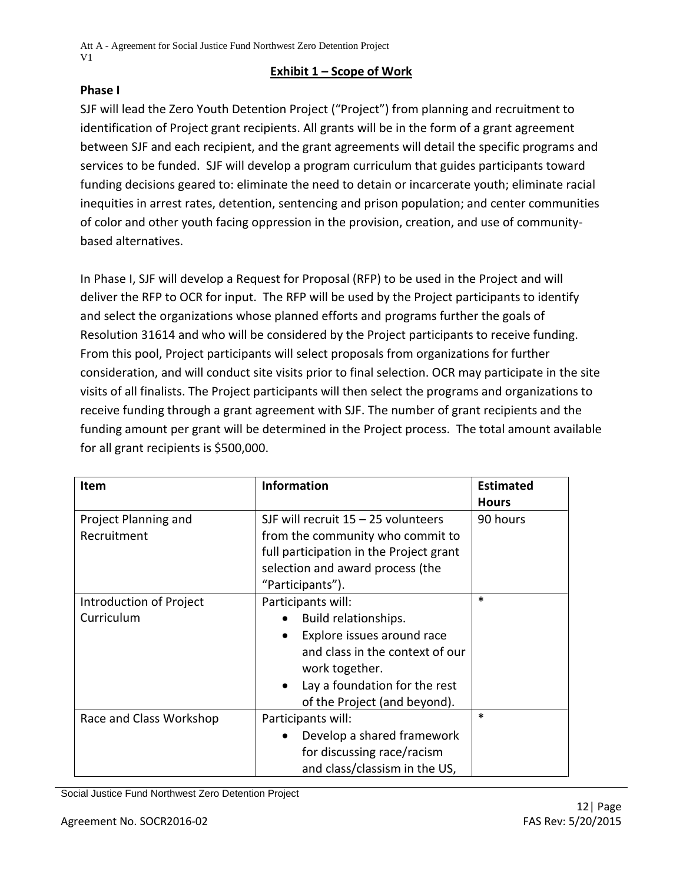## Exhibit 1 – Scope of Work

### Phase I

SJF will lead the Zero Youth Detention Project ("Project") from planning and recruitment to identification of Project grant recipients. All grants will be in the form of a grant agreement between SJF and each recipient, and the grant agreements will detail the specific programs and services to be funded. SJF will develop a program curriculum that guides participants toward funding decisions geared to: eliminate the need to detain or incarcerate youth; eliminate racial inequities in arrest rates, detention, sentencing and prison population; and center communities of color and other youth facing oppression in the provision, creation, and use of community-based alternatives.

In Phase I, SJF will develop a Request for Proposal (RFP) to be used in the Project and will deliver the RFP to OCR for input. The RFP will be used by the Project participants to identify and select the organizations whose planned efforts and programs further the goals of Resolution 31614 and who will be considered by the Project participants to receive funding. From this pool, Project participants will select proposals from organizations for further consideration, and will conduct site visits prior to final selection. OCR may participate in the site visits of all finalists. The Project participants will then select the programs and organizations to receive funding through a grant agreement with SJF. The number of grant recipients and the funding amount per grant will be determined in the Project process. The total amount available for all grant recipients is $500,000.

| Item | Information | Estimated Hours |
| --- | --- | --- |
| Project Planning and Recruitment | SJF will recruit 15 – 25 volunteers from the community who commit to full participation in the Project grant selection and award process (the "Participants"). | 90 hours |
| Introduction of Project Curriculum | Participants will:<br>• Build relationships.<br>• Explore issues around race and class in the context of our work together.<br>• Lay a foundation for the rest of the Project (and beyond). | * |
| Race and Class Workshop | Participants will:<br>• Develop a shared framework for discussing race/racism and class/classism in the US, | * |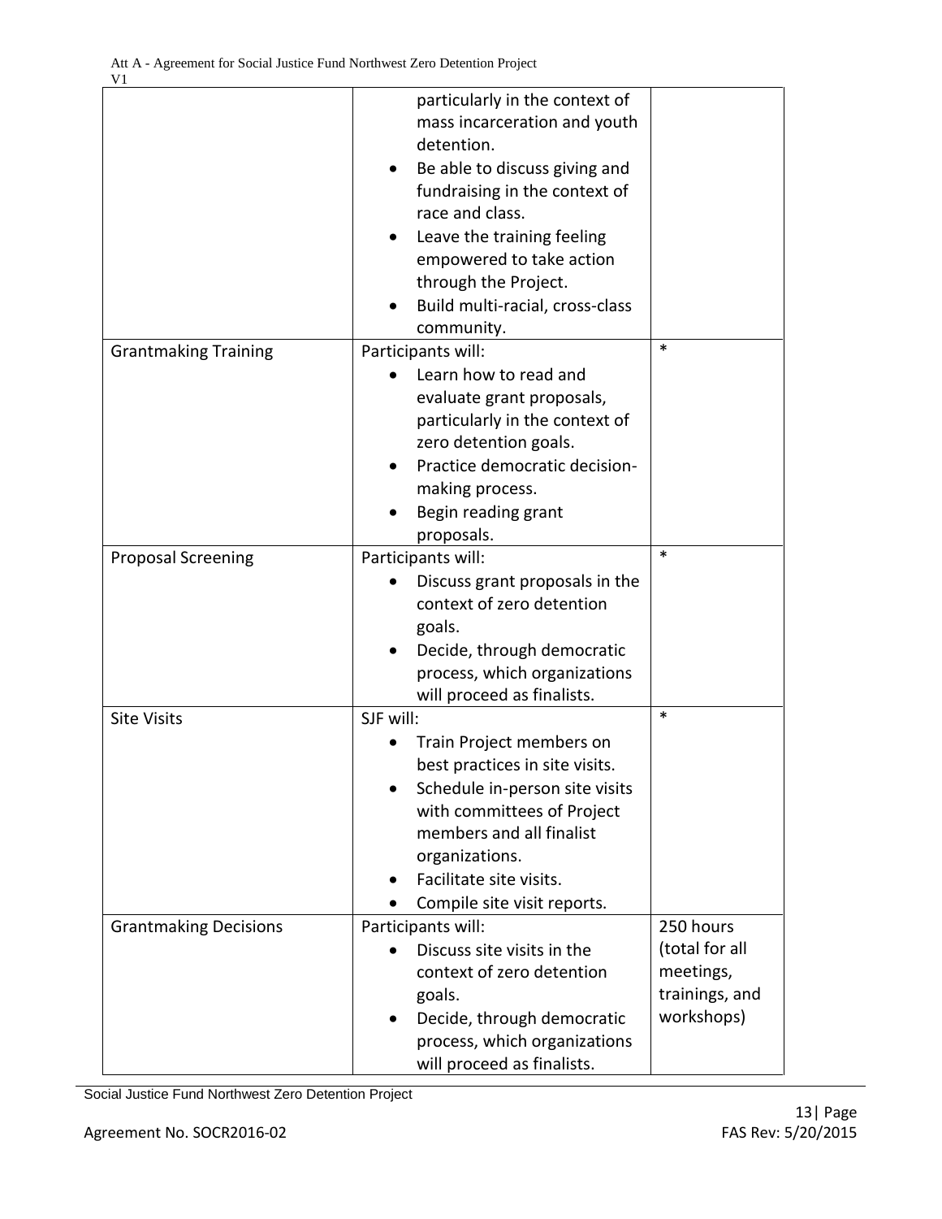| | | |
|---|---|---|
| | particularly in the context of mass incarceration and youth detention.<br>• Be able to discuss giving and fundraising in the context of race and class.<br>• Leave the training feeling empowered to take action through the Project.<br>• Build multi-racial, cross-class community. | |
| Grantmaking Training | Participants will:<br>• Learn how to read and evaluate grant proposals, particularly in the context of zero detention goals.<br>• Practice democratic decision-making process.<br>• Begin reading grant proposals. | * |
| Proposal Screening | Participants will:<br>• Discuss grant proposals in the context of zero detention goals.<br>• Decide, through democratic process, which organizations will proceed as finalists. | * |
| Site Visits | SJF will:<br>• Train Project members on best practices in site visits.<br>• Schedule in-person site visits with committees of Project members and all finalist organizations.<br>• Facilitate site visits.<br>• Compile site visit reports. | * |
| Grantmaking Decisions | Participants will:<br>• Discuss site visits in the context of zero detention goals.<br>• Decide, through democratic process, which organizations will proceed as finalists. | 250 hours (total for all meetings, trainings, and workshops) |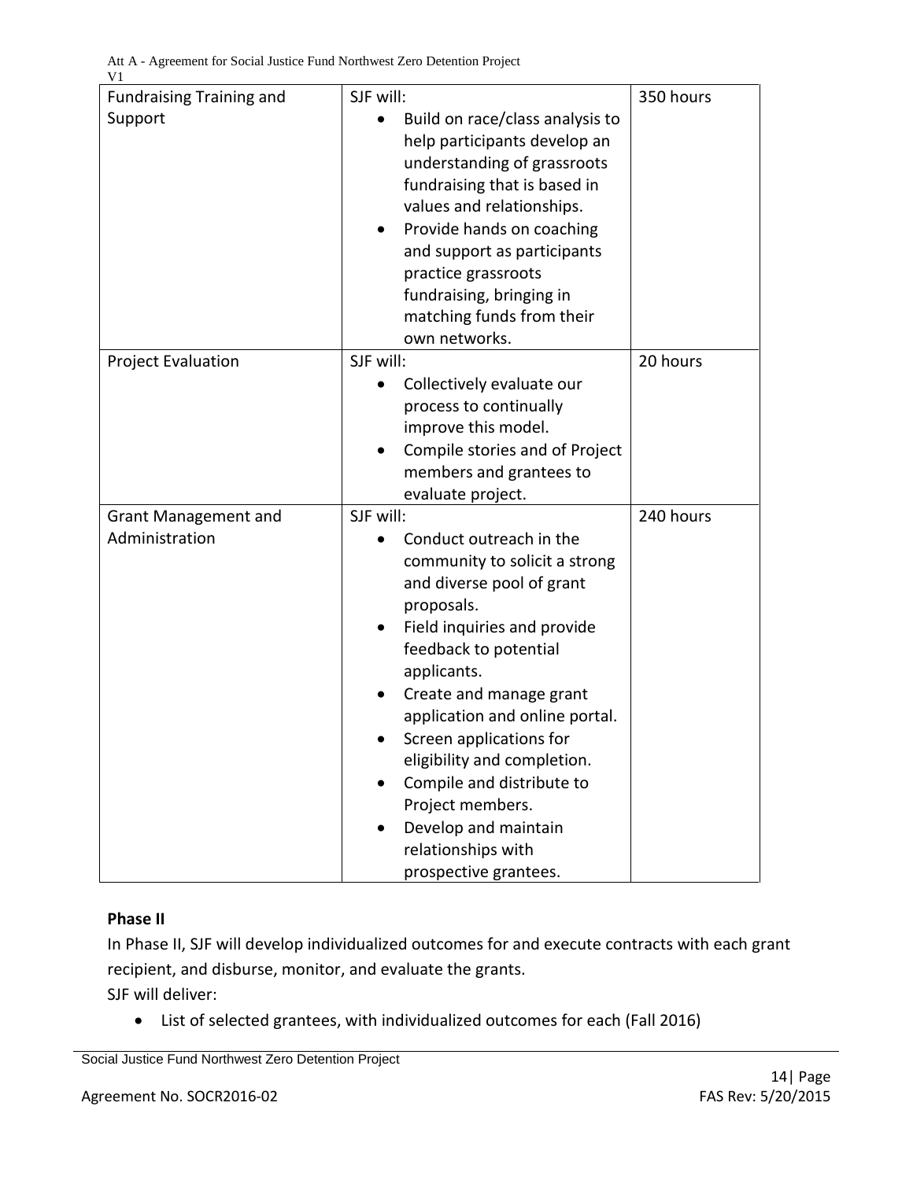| Fundraising Training and Support | SJF will:<br>• Build on race/class analysis to help participants develop an understanding of grassroots fundraising that is based in values and relationships.<br>• Provide hands on coaching and support as participants practice grassroots fundraising, bringing in matching funds from their own networks. | 350 hours |
|---|---|---|
| Project Evaluation | SJF will:<br>• Collectively evaluate our process to continually improve this model.<br>• Compile stories and of Project members and grantees to evaluate project. | 20 hours |
| Grant Management and Administration | SJF will:<br>• Conduct outreach in the community to solicit a strong and diverse pool of grant proposals.<br>• Field inquiries and provide feedback to potential applicants.<br>• Create and manage grant application and online portal.<br>• Screen applications for eligibility and completion.<br>• Compile and distribute to Project members.<br>• Develop and maintain relationships with prospective grantees. | 240 hours |

**Phase II**

In Phase II, SJF will develop individualized outcomes for and execute contracts with each grant recipient, and disburse, monitor, and evaluate the grants.

SJF will deliver:

- List of selected grantees, with individualized outcomes for each (Fall 2016)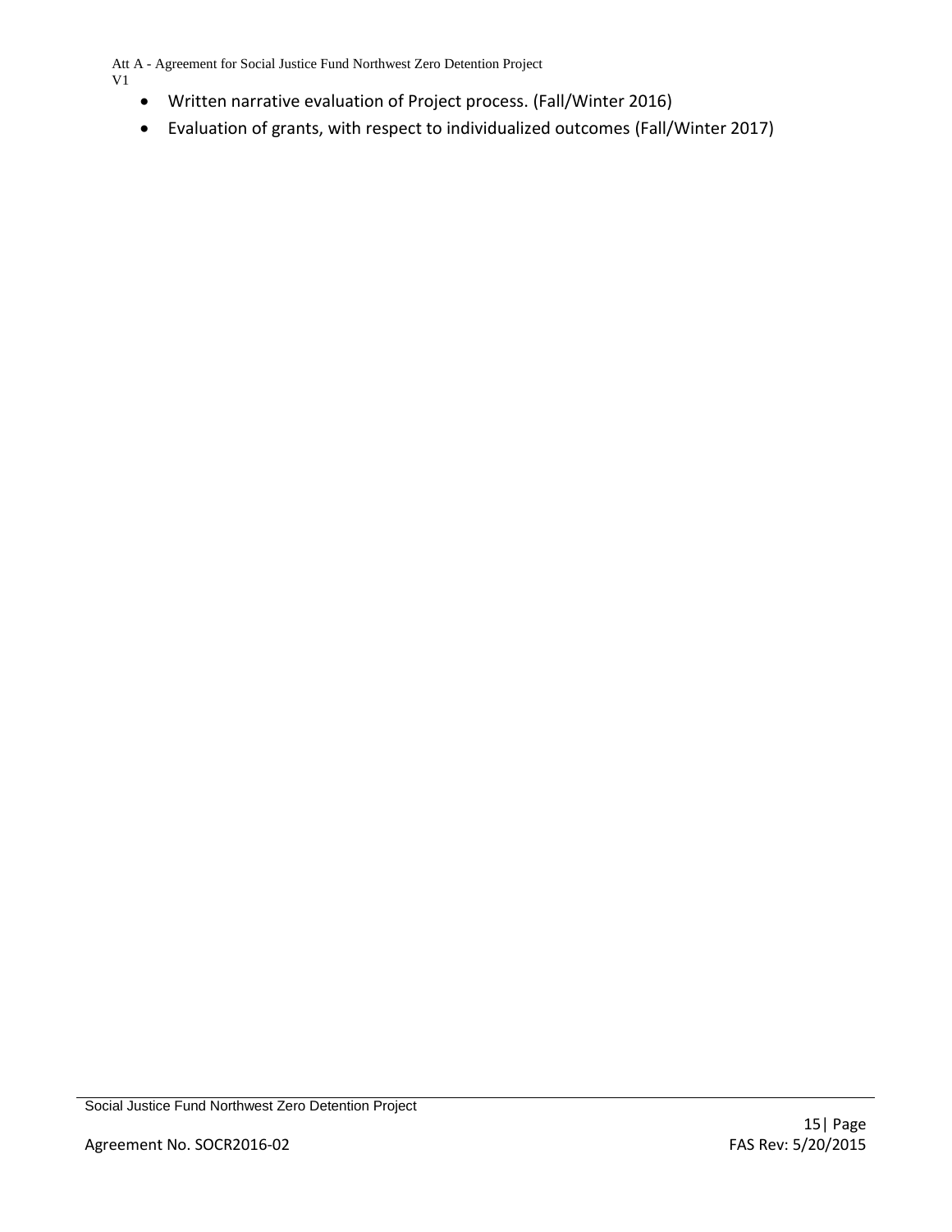- Written narrative evaluation of Project process. (Fall/Winter 2016)
- Evaluation of grants, with respect to individualized outcomes (Fall/Winter 2017)